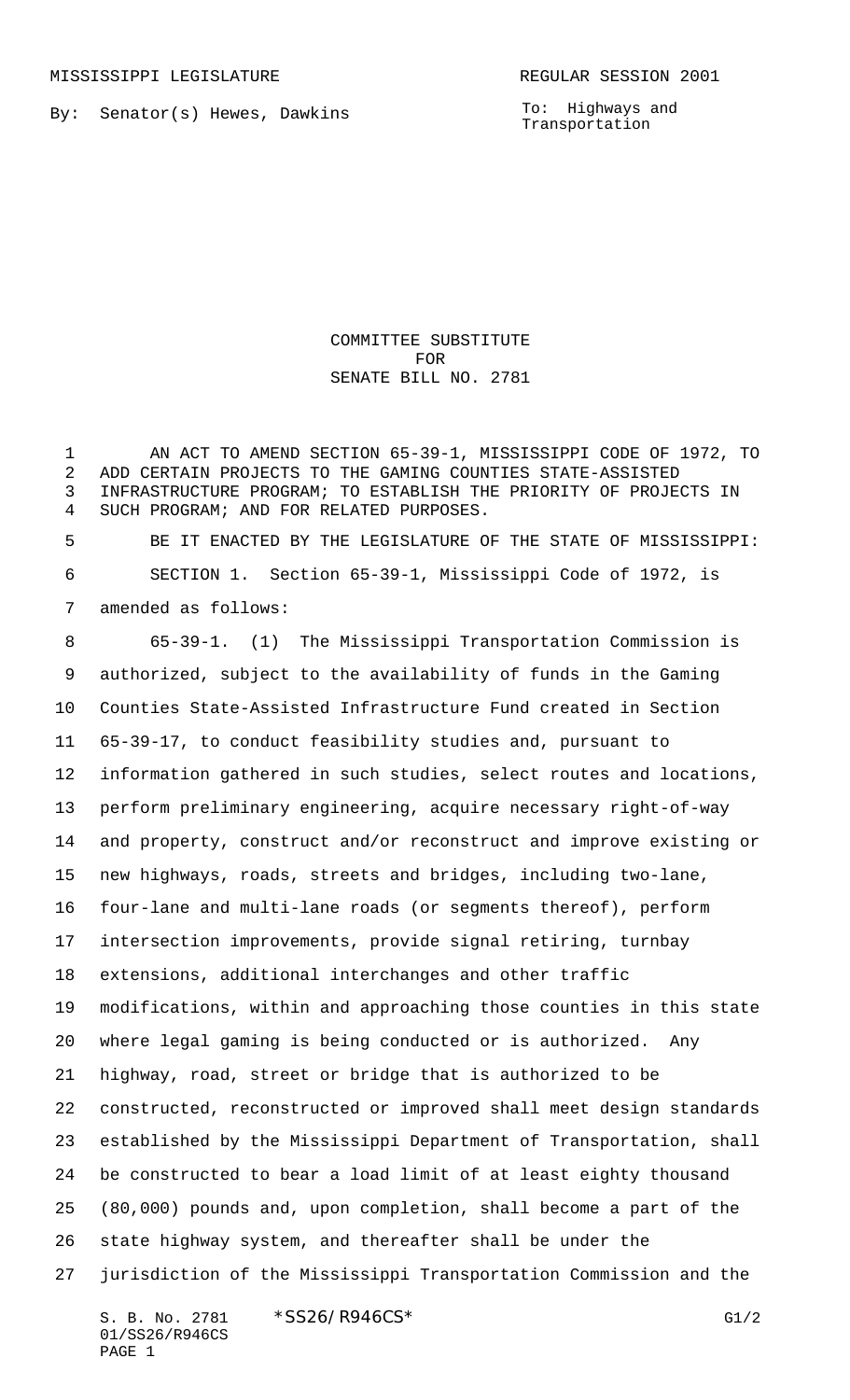MISSISSIPPI LEGISLATURE REGULAR SESSION 2001

By: Senator(s) Hewes, Dawkins

To: Highways and Transportation

# COMMITTEE SUBSTITUTE FOR SENATE BILL NO. 2781

AN ACT TO AMEND SECTION 65-39-1, MISSISSIPPI CODE OF 1972, TO ADD CERTAIN PROJECTS TO THE GAMING COUNTIES STATE-ASSISTED INFRASTRUCTURE PROGRAM; TO ESTABLISH THE PRIORITY OF PROJECTS IN SUCH PROGRAM; AND FOR RELATED PURPOSES.

BE IT ENACTED BY THE LEGISLATURE OF THE STATE OF MISSISSIPPI:

SECTION 1. Section 65-39-1, Mississippi Code of 1972, is amended as follows:

65-39-1. (1) The Mississippi Transportation Commission is authorized, subject to the availability of funds in the Gaming Counties State-Assisted Infrastructure Fund created in Section 65-39-17, to conduct feasibility studies and, pursuant to information gathered in such studies, select routes and locations, perform preliminary engineering, acquire necessary right-of-way and property, construct and/or reconstruct and improve existing or new highways, roads, streets and bridges, including two-lane, four-lane and multi-lane roads (or segments thereof), perform intersection improvements, provide signal retiring, turnbay extensions, additional interchanges and other traffic modifications, within and approaching those counties in this state where legal gaming is being conducted or is authorized. Any highway, road, street or bridge that is authorized to be constructed, reconstructed or improved shall meet design standards established by the Mississippi Department of Transportation, shall be constructed to bear a load limit of at least eighty thousand (80,000) pounds and, upon completion, shall become a part of the state highway system, and thereafter shall be under the jurisdiction of the Mississippi Transportation Commission and the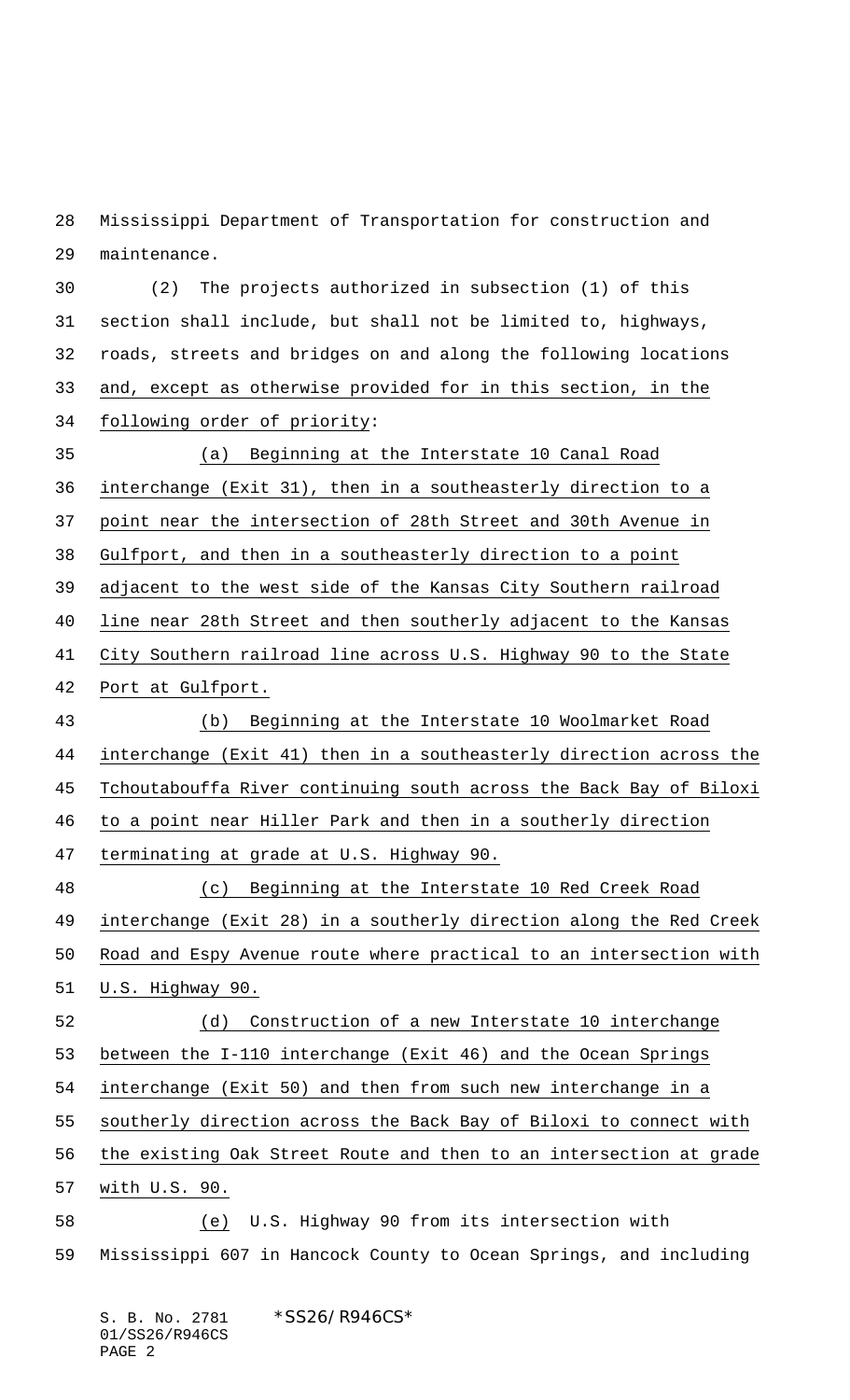Mississippi Department of Transportation for construction and maintenance.

(2) The projects authorized in subsection (1) of this section shall include, but shall not be limited to, highways, roads, streets and bridges on and along the following locations and, except as otherwise provided for in this section, in the following order of priority:

(a) Beginning at the Interstate 10 Canal Road interchange (Exit 31), then in a southeasterly direction to a point near the intersection of 28th Street and 30th Avenue in Gulfport, and then in a southeasterly direction to a point adjacent to the west side of the Kansas City Southern railroad line near 28th Street and then southerly adjacent to the Kansas City Southern railroad line across U.S. Highway 90 to the State Port at Gulfport.

(b) Beginning at the Interstate 10 Woolmarket Road interchange (Exit 41) then in a southeasterly direction across the Tchoutabouffa River continuing south across the Back Bay of Biloxi to a point near Hiller Park and then in a southerly direction terminating at grade at U.S. Highway 90.

(c) Beginning at the Interstate 10 Red Creek Road interchange (Exit 28) in a southerly direction along the Red Creek Road and Espy Avenue route where practical to an intersection with U.S. Highway 90.

(d) Construction of a new Interstate 10 interchange between the I-110 interchange (Exit 46) and the Ocean Springs interchange (Exit 50) and then from such new interchange in a southerly direction across the Back Bay of Biloxi to connect with the existing Oak Street Route and then to an intersection at grade with U.S. 90.

(e) U.S. Highway 90 from its intersection with Mississippi 607 in Hancock County to Ocean Springs, and including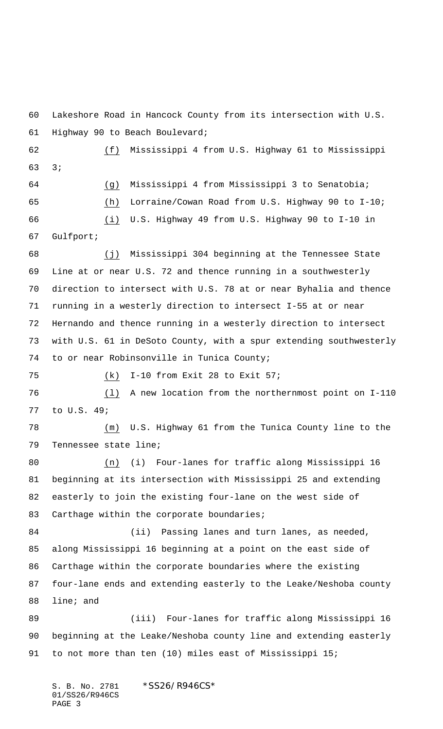Lakeshore Road in Hancock County from its intersection with U.S. Highway 90 to Beach Boulevard;

(f) Mississippi 4 from U.S. Highway 61 to Mississippi 3;

(g) Mississippi 4 from Mississippi 3 to Senatobia;

(h) Lorraine/Cowan Road from U.S. Highway 90 to I-10;

(i) U.S. Highway 49 from U.S. Highway 90 to I-10 in Gulfport;

(j) Mississippi 304 beginning at the Tennessee State Line at or near U.S. 72 and thence running in a southwesterly direction to intersect with U.S. 78 at or near Byhalia and thence running in a westerly direction to intersect I-55 at or near Hernando and thence running in a westerly direction to intersect with U.S. 61 in DeSoto County, with a spur extending southwesterly to or near Robinsonville in Tunica County;

(k) I-10 from Exit 28 to Exit 57;

(l) A new location from the northernmost point on I-110 to U.S. 49;

(m) U.S. Highway 61 from the Tunica County line to the Tennessee state line;

(n) (i) Four-lanes for traffic along Mississippi 16 beginning at its intersection with Mississippi 25 and extending easterly to join the existing four-lane on the west side of Carthage within the corporate boundaries;

(ii) Passing lanes and turn lanes, as needed, along Mississippi 16 beginning at a point on the east side of Carthage within the corporate boundaries where the existing four-lane ends and extending easterly to the Leake/Neshoba county line; and

(iii) Four-lanes for traffic along Mississippi 16 beginning at the Leake/Neshoba county line and extending easterly to not more than ten (10) miles east of Mississippi 15;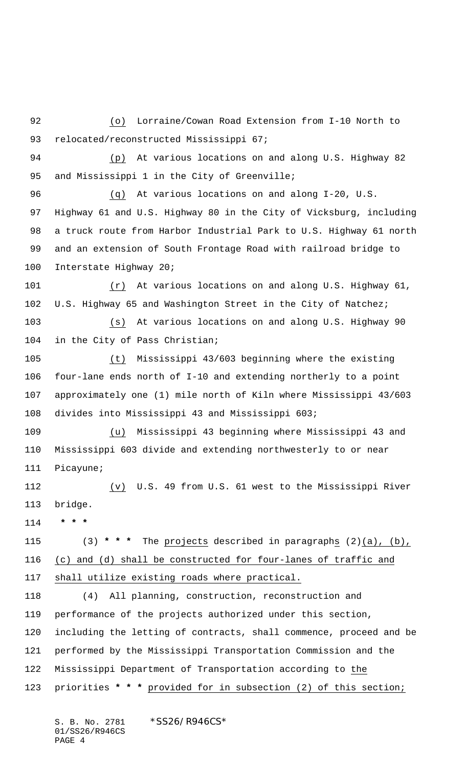(o) Lorraine/Cowan Road Extension from I-10 North to relocated/reconstructed Mississippi 67;

(p) At various locations on and along U.S. Highway 82 and Mississippi 1 in the City of Greenville;

(q) At various locations on and along I-20, U.S. Highway 61 and U.S. Highway 80 in the City of Vicksburg, including a truck route from Harbor Industrial Park to U.S. Highway 61 north and an extension of South Frontage Road with railroad bridge to Interstate Highway 20;

(r) At various locations on and along U.S. Highway 61, U.S. Highway 65 and Washington Street in the City of Natchez;

(s) At various locations on and along U.S. Highway 90 in the City of Pass Christian;

(t) Mississippi 43/603 beginning where the existing four-lane ends north of I-10 and extending northerly to a point approximately one (1) mile north of Kiln where Mississippi 43/603 divides into Mississippi 43 and Mississippi 603;

(u) Mississippi 43 beginning where Mississippi 43 and Mississippi 603 divide and extending northwesterly to or near Picayune;

(v) U.S. 49 from U.S. 61 west to the Mississippi River bridge.

* * *

(3) * * * The projects described in paragraphs (2)(a), (b), (c) and (d) shall be constructed for four-lanes of traffic and shall utilize existing roads where practical.

(4) All planning, construction, reconstruction and performance of the projects authorized under this section, including the letting of contracts, shall commence, proceed and be performed by the Mississippi Transportation Commission and the Mississippi Department of Transportation according to the priorities * * * provided for in subsection (2) of this section;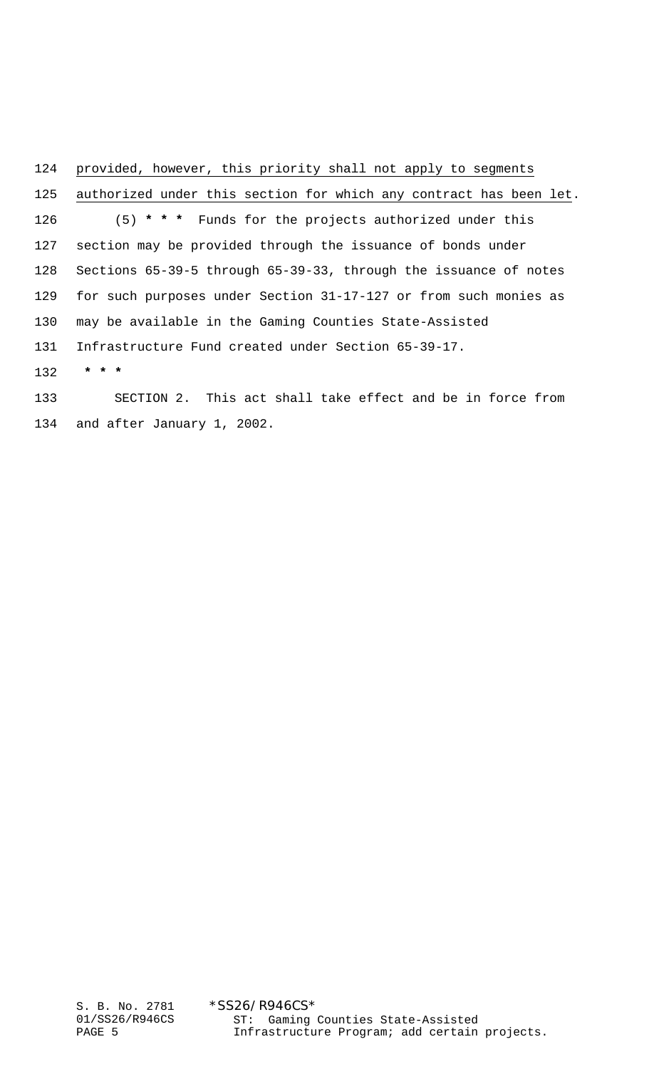provided, however, this priority shall not apply to segments authorized under this section for which any contract has been let.

(5) * * * Funds for the projects authorized under this section may be provided through the issuance of bonds under Sections 65-39-5 through 65-39-33, through the issuance of notes for such purposes under Section 31-17-127 or from such monies as may be available in the Gaming Counties State-Assisted Infrastructure Fund created under Section 65-39-17.

* * *

SECTION 2. This act shall take effect and be in force from and after January 1, 2002.